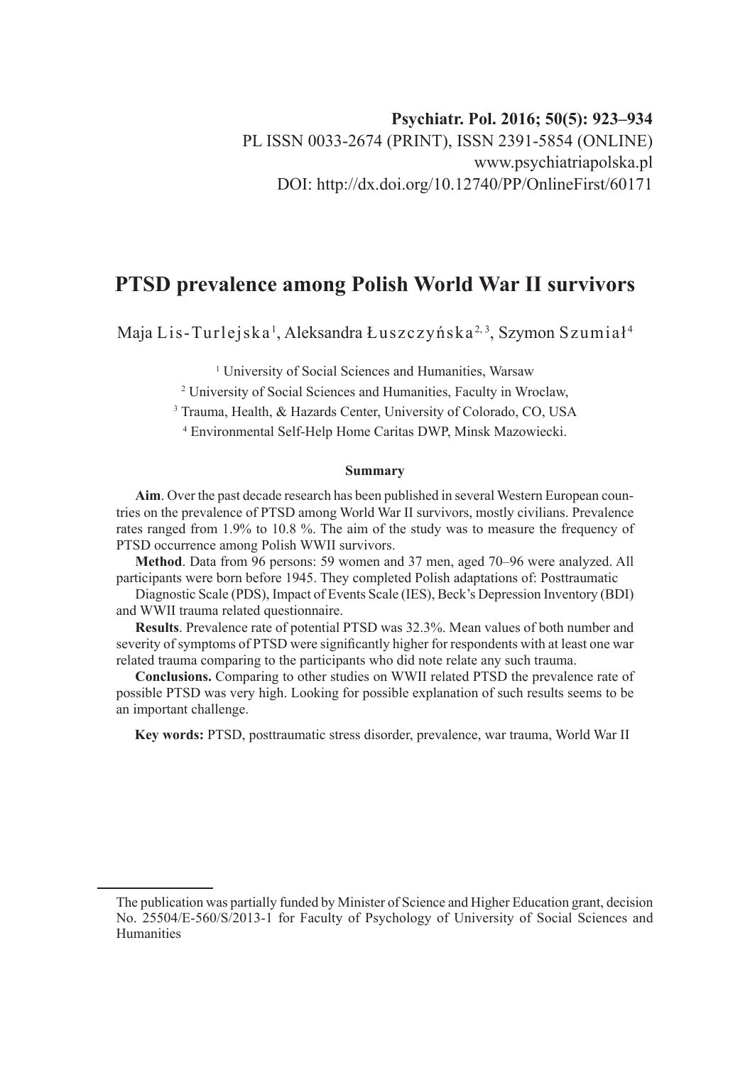Psychiatr. Pol. 2016; 50(5): 923–934
PL ISSN 0033-2674 (PRINT), ISSN 2391-5854 (ONLINE)
www.psychiatriapolska.pl
DOI: http://dx.doi.org/10.12740/PP/OnlineFirst/60171

# PTSD prevalence among Polish World War II survivors

Maja Lis-Turlejska[1], Aleksandra Łuszczyńska[2, 3], Szymon Szumiał[4]

[1] University of Social Sciences and Humanities, Warsaw

[2] University of Social Sciences and Humanities, Faculty in Wroclaw,

[3] Trauma, Health, & Hazards Center, University of Colorado, CO, USA

[4] Environmental Self-Help Home Caritas DWP, Minsk Mazowiecki.

## Summary

**Aim**. Over the past decade research has been published in several Western European countries on the prevalence of PTSD among World War II survivors, mostly civilians. Prevalence rates ranged from 1.9% to 10.8 %. The aim of the study was to measure the frequency of PTSD occurrence among Polish WWII survivors.

**Method**. Data from 96 persons: 59 women and 37 men, aged 70–96 were analyzed. All participants were born before 1945. They completed Polish adaptations of: Posttraumatic Diagnostic Scale (PDS), Impact of Events Scale (IES), Beck's Depression Inventory (BDI) and WWII trauma related questionnaire.

**Results**. Prevalence rate of potential PTSD was 32.3%. Mean values of both number and severity of symptoms of PTSD were significantly higher for respondents with at least one war related trauma comparing to the participants who did note relate any such trauma.

**Conclusions.** Comparing to other studies on WWII related PTSD the prevalence rate of possible PTSD was very high. Looking for possible explanation of such results seems to be an important challenge.

**Key words:** PTSD, posttraumatic stress disorder, prevalence, war trauma, World War II

The publication was partially funded by Minister of Science and Higher Education grant, decision No. 25504/E-560/S/2013-1 for Faculty of Psychology of University of Social Sciences and Humanities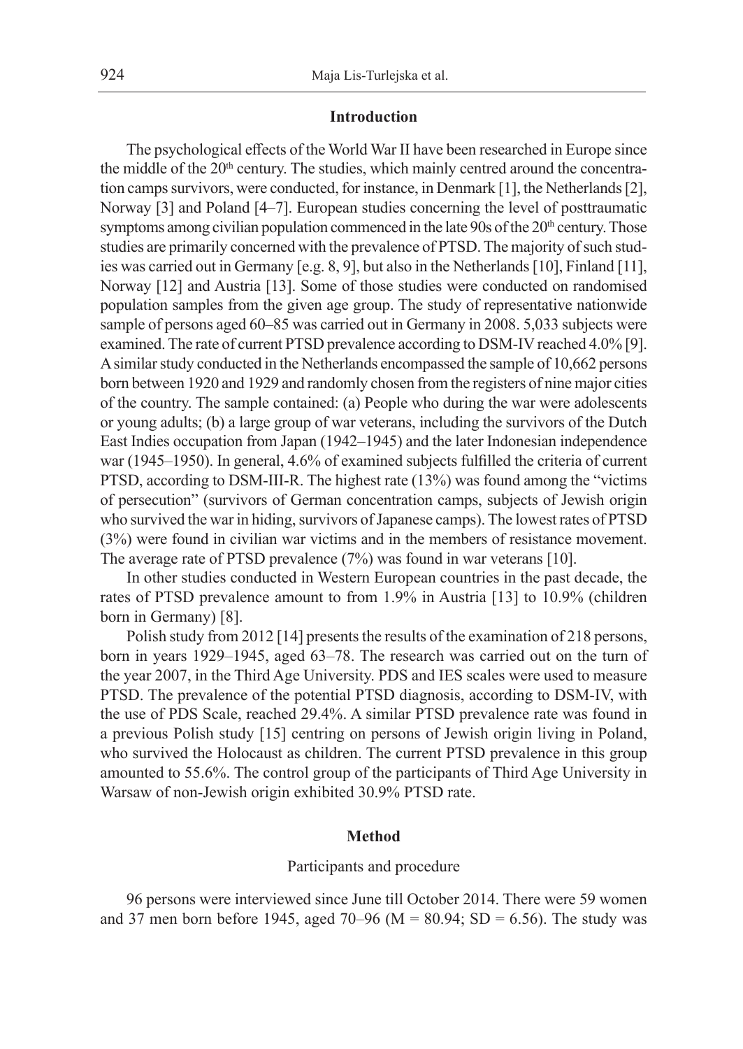## Introduction

The psychological effects of the World War II have been researched in Europe since the middle of the 20th century. The studies, which mainly centred around the concentration camps survivors, were conducted, for instance, in Denmark [1], the Netherlands [2], Norway [3] and Poland [4–7]. European studies concerning the level of posttraumatic symptoms among civilian population commenced in the late 90s of the 20th century. Those studies are primarily concerned with the prevalence of PTSD. The majority of such studies was carried out in Germany [e.g. 8, 9], but also in the Netherlands [10], Finland [11], Norway [12] and Austria [13]. Some of those studies were conducted on randomised population samples from the given age group. The study of representative nationwide sample of persons aged 60–85 was carried out in Germany in 2008. 5,033 subjects were examined. The rate of current PTSD prevalence according to DSM-IV reached 4.0% [9]. A similar study conducted in the Netherlands encompassed the sample of 10,662 persons born between 1920 and 1929 and randomly chosen from the registers of nine major cities of the country. The sample contained: (a) People who during the war were adolescents or young adults; (b) a large group of war veterans, including the survivors of the Dutch East Indies occupation from Japan (1942–1945) and the later Indonesian independence war (1945–1950). In general, 4.6% of examined subjects fulfilled the criteria of current PTSD, according to DSM-III-R. The highest rate (13%) was found among the "victims of persecution" (survivors of German concentration camps, subjects of Jewish origin who survived the war in hiding, survivors of Japanese camps). The lowest rates of PTSD (3%) were found in civilian war victims and in the members of resistance movement. The average rate of PTSD prevalence (7%) was found in war veterans [10].

In other studies conducted in Western European countries in the past decade, the rates of PTSD prevalence amount to from 1.9% in Austria [13] to 10.9% (children born in Germany) [8].

Polish study from 2012 [14] presents the results of the examination of 218 persons, born in years 1929–1945, aged 63–78. The research was carried out on the turn of the year 2007, in the Third Age University. PDS and IES scales were used to measure PTSD. The prevalence of the potential PTSD diagnosis, according to DSM-IV, with the use of PDS Scale, reached 29.4%. A similar PTSD prevalence rate was found in a previous Polish study [15] centring on persons of Jewish origin living in Poland, who survived the Holocaust as children. The current PTSD prevalence in this group amounted to 55.6%. The control group of the participants of Third Age University in Warsaw of non-Jewish origin exhibited 30.9% PTSD rate.

## Method

### Participants and procedure

96 persons were interviewed since June till October 2014. There were 59 women and 37 men born before 1945, aged 70–96 ($M = 80.94$; $SD = 6.56$). The study was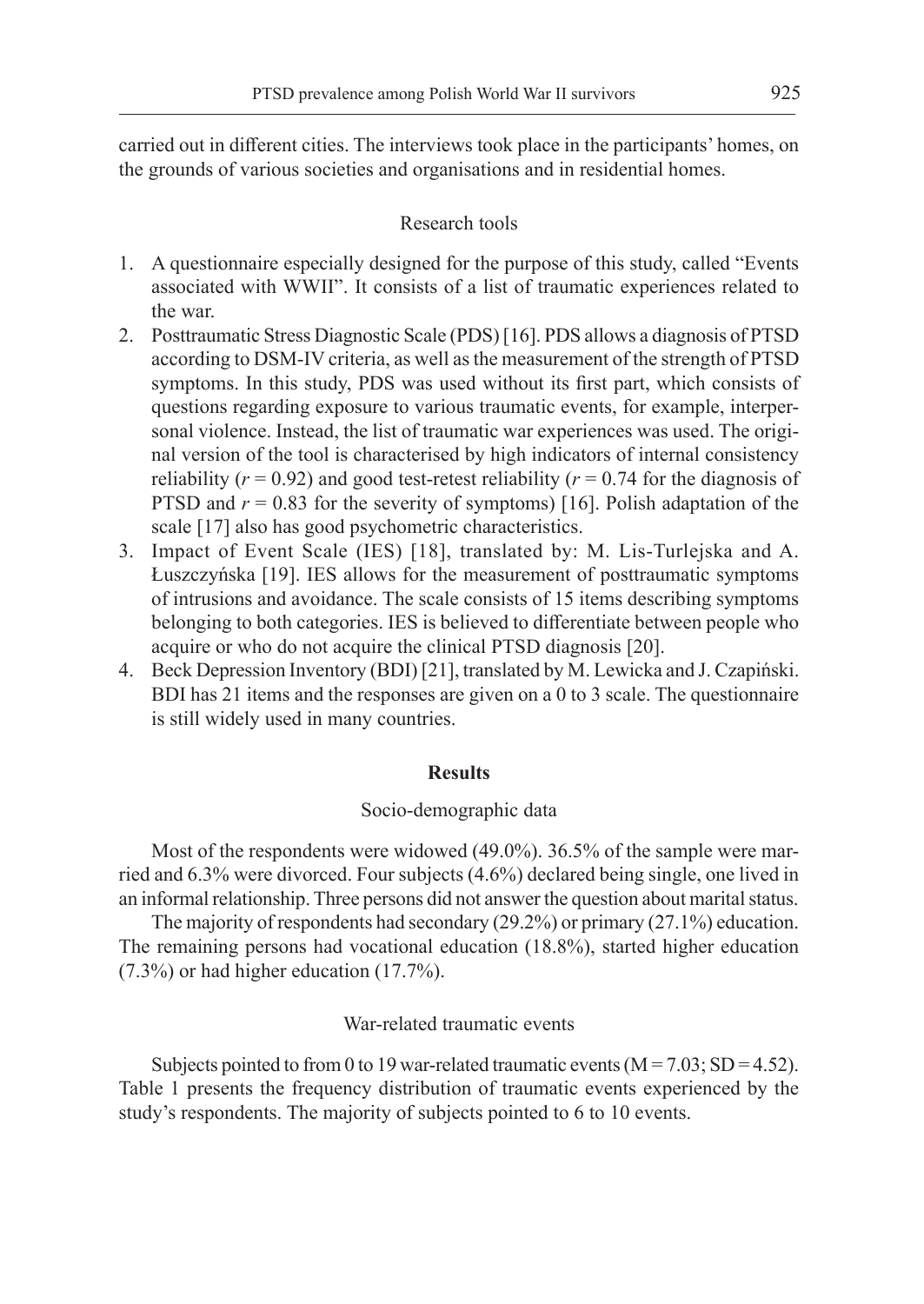carried out in different cities. The interviews took place in the participants' homes, on the grounds of various societies and organisations and in residential homes.

### Research tools

1. A questionnaire especially designed for the purpose of this study, called "Events associated with WWII". It consists of a list of traumatic experiences related to the war.
2. Posttraumatic Stress Diagnostic Scale (PDS) [16]. PDS allows a diagnosis of PTSD according to DSM-IV criteria, as well as the measurement of the strength of PTSD symptoms. In this study, PDS was used without its first part, which consists of questions regarding exposure to various traumatic events, for example, interpersonal violence. Instead, the list of traumatic war experiences was used. The original version of the tool is characterised by high indicators of internal consistency reliability ($r = 0.92$) and good test-retest reliability ($r = 0.74$ for the diagnosis of PTSD and $r = 0.83$ for the severity of symptoms) [16]. Polish adaptation of the scale [17] also has good psychometric characteristics.
3. Impact of Event Scale (IES) [18], translated by: M. Lis-Turlejska and A. Łuszczyńska [19]. IES allows for the measurement of posttraumatic symptoms of intrusions and avoidance. The scale consists of 15 items describing symptoms belonging to both categories. IES is believed to differentiate between people who acquire or who do not acquire the clinical PTSD diagnosis [20].
4. Beck Depression Inventory (BDI) [21], translated by M. Lewicka and J. Czapiński. BDI has 21 items and the responses are given on a 0 to 3 scale. The questionnaire is still widely used in many countries.

## Results

### Socio-demographic data

Most of the respondents were widowed (49.0%). 36.5% of the sample were married and 6.3% were divorced. Four subjects (4.6%) declared being single, one lived in an informal relationship. Three persons did not answer the question about marital status.

The majority of respondents had secondary (29.2%) or primary (27.1%) education. The remaining persons had vocational education (18.8%), started higher education (7.3%) or had higher education (17.7%).

### War-related traumatic events

Subjects pointed to from 0 to 19 war-related traumatic events ($M = 7.03$; $SD = 4.52$). Table 1 presents the frequency distribution of traumatic events experienced by the study's respondents. The majority of subjects pointed to 6 to 10 events.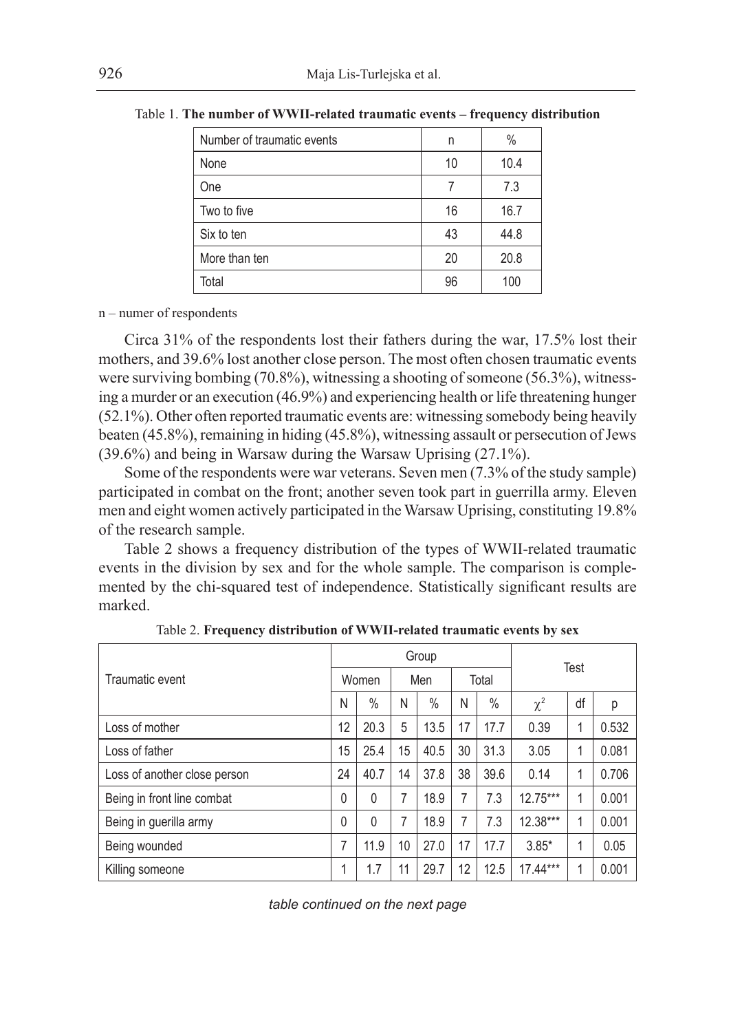Table 1. **The number of WWII-related traumatic events – frequency distribution**

| Number of traumatic events | n | % |
|---|---|---|
| None | 10 | 10.4 |
| One | 7 | 7.3 |
| Two to five | 16 | 16.7 |
| Six to ten | 43 | 44.8 |
| More than ten | 20 | 20.8 |
| Total | 96 | 100 |

n – numer of respondents

Circa 31% of the respondents lost their fathers during the war, 17.5% lost their mothers, and 39.6% lost another close person. The most often chosen traumatic events were surviving bombing (70.8%), witnessing a shooting of someone (56.3%), witnessing a murder or an execution (46.9%) and experiencing health or life threatening hunger (52.1%). Other often reported traumatic events are: witnessing somebody being heavily beaten (45.8%), remaining in hiding (45.8%), witnessing assault or persecution of Jews (39.6%) and being in Warsaw during the Warsaw Uprising (27.1%).

Some of the respondents were war veterans. Seven men (7.3% of the study sample) participated in combat on the front; another seven took part in guerrilla army. Eleven men and eight women actively participated in the Warsaw Uprising, constituting 19.8% of the research sample.

Table 2 shows a frequency distribution of the types of WWII-related traumatic events in the division by sex and for the whole sample. The comparison is complemented by the chi-squared test of independence. Statistically significant results are marked.

Table 2. **Frequency distribution of WWII-related traumatic events by sex**

| Traumatic event | Group | | | | | | Test | | |
|---|---|---|---|---|---|---|---|---|---|
| | Women | | Men | | Total | | | | |
| | N | % | N | % | N | % | $\chi^2$ | df | p |
| Loss of mother | 12 | 20.3 | 5 | 13.5 | 17 | 17.7 | 0.39 | 1 | 0.532 |
| Loss of father | 15 | 25.4 | 15 | 40.5 | 30 | 31.3 | 3.05 | 1 | 0.081 |
| Loss of another close person | 24 | 40.7 | 14 | 37.8 | 38 | 39.6 | 0.14 | 1 | 0.706 |
| Being in front line combat | 0 | 0 | 7 | 18.9 | 7 | 7.3 | 12.75*** | 1 | 0.001 |
| Being in guerilla army | 0 | 0 | 7 | 18.9 | 7 | 7.3 | 12.38*** | 1 | 0.001 |
| Being wounded | 7 | 11.9 | 10 | 27.0 | 17 | 17.7 | 3.85* | 1 | 0.05 |
| Killing someone | 1 | 1.7 | 11 | 29.7 | 12 | 12.5 | 17.44*** | 1 | 0.001 |

*table continued on the next page*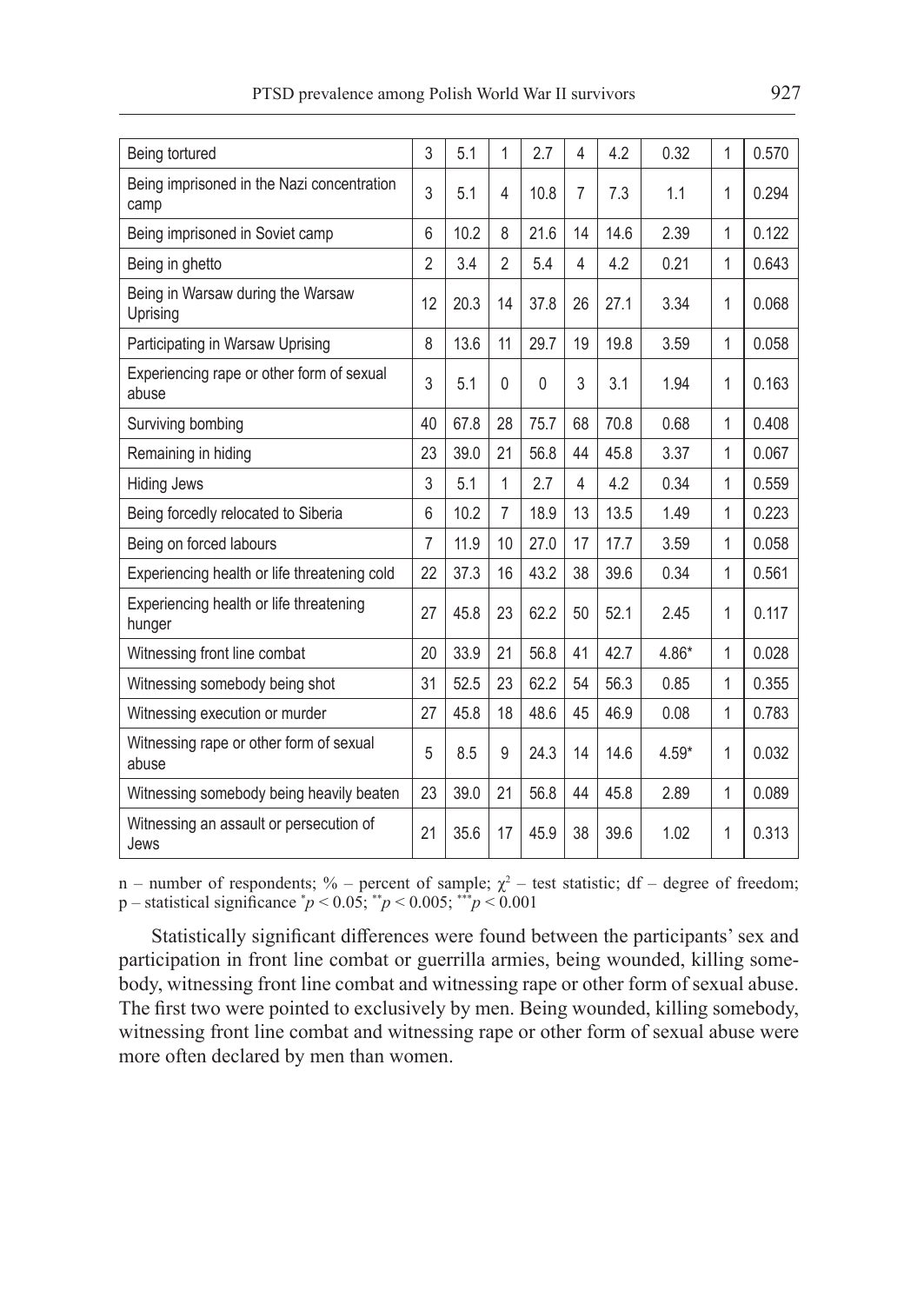| Being tortured | 3 | 5.1 | 1 | 2.7 | 4 | 4.2 | 0.32 | 1 | 0.570 |
|---|---|---|---|---|---|---|---|---|---|
| Being imprisoned in the Nazi concentration camp | 3 | 5.1 | 4 | 10.8 | 7 | 7.3 | 1.1 | 1 | 0.294 |
| Being imprisoned in Soviet camp | 6 | 10.2 | 8 | 21.6 | 14 | 14.6 | 2.39 | 1 | 0.122 |
| Being in ghetto | 2 | 3.4 | 2 | 5.4 | 4 | 4.2 | 0.21 | 1 | 0.643 |
| Being in Warsaw during the Warsaw Uprising | 12 | 20.3 | 14 | 37.8 | 26 | 27.1 | 3.34 | 1 | 0.068 |
| Participating in Warsaw Uprising | 8 | 13.6 | 11 | 29.7 | 19 | 19.8 | 3.59 | 1 | 0.058 |
| Experiencing rape or other form of sexual abuse | 3 | 5.1 | 0 | 0 | 3 | 3.1 | 1.94 | 1 | 0.163 |
| Surviving bombing | 40 | 67.8 | 28 | 75.7 | 68 | 70.8 | 0.68 | 1 | 0.408 |
| Remaining in hiding | 23 | 39.0 | 21 | 56.8 | 44 | 45.8 | 3.37 | 1 | 0.067 |
| Hiding Jews | 3 | 5.1 | 1 | 2.7 | 4 | 4.2 | 0.34 | 1 | 0.559 |
| Being forcedly relocated to Siberia | 6 | 10.2 | 7 | 18.9 | 13 | 13.5 | 1.49 | 1 | 0.223 |
| Being on forced labours | 7 | 11.9 | 10 | 27.0 | 17 | 17.7 | 3.59 | 1 | 0.058 |
| Experiencing health or life threatening cold | 22 | 37.3 | 16 | 43.2 | 38 | 39.6 | 0.34 | 1 | 0.561 |
| Experiencing health or life threatening hunger | 27 | 45.8 | 23 | 62.2 | 50 | 52.1 | 2.45 | 1 | 0.117 |
| Witnessing front line combat | 20 | 33.9 | 21 | 56.8 | 41 | 42.7 | 4.86* | 1 | 0.028 |
| Witnessing somebody being shot | 31 | 52.5 | 23 | 62.2 | 54 | 56.3 | 0.85 | 1 | 0.355 |
| Witnessing execution or murder | 27 | 45.8 | 18 | 48.6 | 45 | 46.9 | 0.08 | 1 | 0.783 |
| Witnessing rape or other form of sexual abuse | 5 | 8.5 | 9 | 24.3 | 14 | 14.6 | 4.59* | 1 | 0.032 |
| Witnessing somebody being heavily beaten | 23 | 39.0 | 21 | 56.8 | 44 | 45.8 | 2.89 | 1 | 0.089 |
| Witnessing an assault or persecution of Jews | 21 | 35.6 | 17 | 45.9 | 38 | 39.6 | 1.02 | 1 | 0.313 |

n – number of respondents; % – percent of sample; $\chi^2$ – test statistic; df – degree of freedom; p – statistical significance $^{*}p < 0.05$; $^{**}p < 0.005$; $^{***}p < 0.001$

Statistically significant differences were found between the participants' sex and participation in front line combat or guerrilla armies, being wounded, killing somebody, witnessing front line combat and witnessing rape or other form of sexual abuse. The first two were pointed to exclusively by men. Being wounded, killing somebody, witnessing front line combat and witnessing rape or other form of sexual abuse were more often declared by men than women.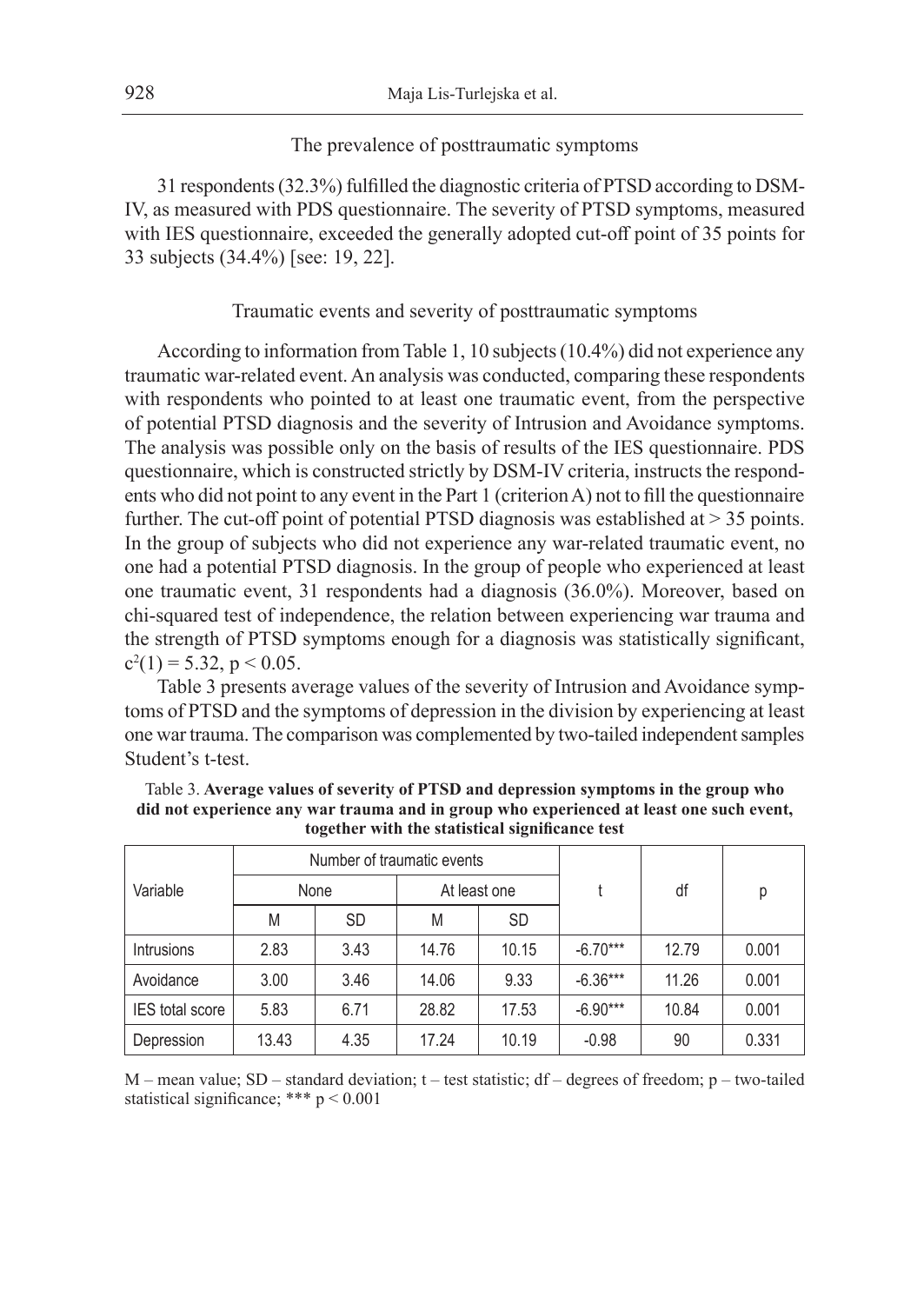## The prevalence of posttraumatic symptoms

31 respondents (32.3%) fulfilled the diagnostic criteria of PTSD according to DSM-IV, as measured with PDS questionnaire. The severity of PTSD symptoms, measured with IES questionnaire, exceeded the generally adopted cut-off point of 35 points for 33 subjects (34.4%) [see: 19, 22].

## Traumatic events and severity of posttraumatic symptoms

According to information from Table 1, 10 subjects (10.4%) did not experience any traumatic war-related event. An analysis was conducted, comparing these respondents with respondents who pointed to at least one traumatic event, from the perspective of potential PTSD diagnosis and the severity of Intrusion and Avoidance symptoms. The analysis was possible only on the basis of results of the IES questionnaire. PDS questionnaire, which is constructed strictly by DSM-IV criteria, instructs the respondents who did not point to any event in the Part 1 (criterion A) not to fill the questionnaire further. The cut-off point of potential PTSD diagnosis was established at > 35 points. In the group of subjects who did not experience any war-related traumatic event, no one had a potential PTSD diagnosis. In the group of people who experienced at least one traumatic event, 31 respondents had a diagnosis (36.0%). Moreover, based on chi-squared test of independence, the relation between experiencing war trauma and the strength of PTSD symptoms enough for a diagnosis was statistically significant, $c^2(1) = 5.32$, $p < 0.05$.

Table 3 presents average values of the severity of Intrusion and Avoidance symptoms of PTSD and the symptoms of depression in the division by experiencing at least one war trauma. The comparison was complemented by two-tailed independent samples Student's t-test.

Table 3. **Average values of severity of PTSD and depression symptoms in the group who did not experience any war trauma and in group who experienced at least one such event, together with the statistical significance test**

| Variable | Number of traumatic events | | | | t | df | p |
|---|---|---|---|---|---|---|---|
| | None | | At least one | | | | |
| | M | SD | M | SD | | | |
| Intrusions | 2.83 | 3.43 | 14.76 | 10.15 | -6.70*** | 12.79 | 0.001 |
| Avoidance | 3.00 | 3.46 | 14.06 | 9.33 | -6.36*** | 11.26 | 0.001 |
| IES total score | 5.83 | 6.71 | 28.82 | 17.53 | -6.90*** | 10.84 | 0.001 |
| Depression | 13.43 | 4.35 | 17.24 | 10.19 | -0.98 | 90 | 0.331 |

M – mean value; SD – standard deviation; t – test statistic; df – degrees of freedom; p – two-tailed statistical significance; *** $p < 0.001$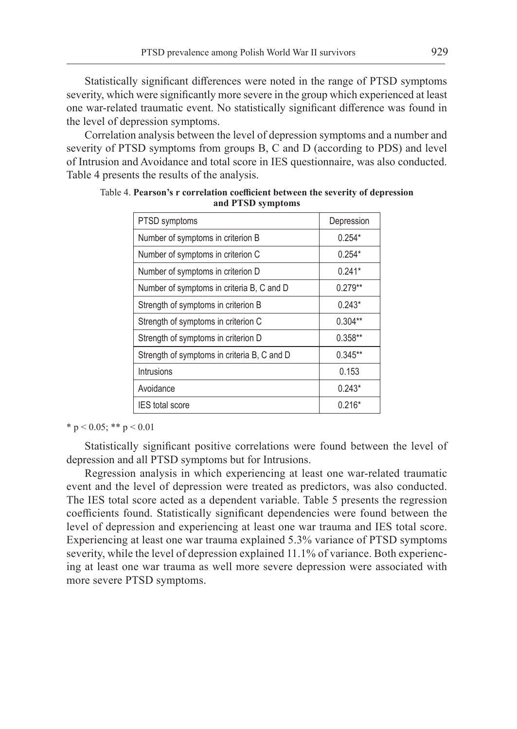Statistically significant differences were noted in the range of PTSD symptoms severity, which were significantly more severe in the group which experienced at least one war-related traumatic event. No statistically significant difference was found in the level of depression symptoms.

Correlation analysis between the level of depression symptoms and a number and severity of PTSD symptoms from groups B, C and D (according to PDS) and level of Intrusion and Avoidance and total score in IES questionnaire, was also conducted. Table 4 presents the results of the analysis.

Table 4. **Pearson's r correlation coefficient between the severity of depression and PTSD symptoms**

| PTSD symptoms | Depression |
|---|---|
| Number of symptoms in criterion B | 0.254* |
| Number of symptoms in criterion C | 0.254* |
| Number of symptoms in criterion D | 0.241* |
| Number of symptoms in criteria B, C and D | 0.279** |
| Strength of symptoms in criterion B | 0.243* |
| Strength of symptoms in criterion C | 0.304** |
| Strength of symptoms in criterion D | 0.358** |
| Strength of symptoms in criteria B, C and D | 0.345** |
| Intrusions | 0.153 |
| Avoidance | 0.243* |
| IES total score | 0.216* |

* $p < 0.05$; ** $p < 0.01$

Statistically significant positive correlations were found between the level of depression and all PTSD symptoms but for Intrusions.

Regression analysis in which experiencing at least one war-related traumatic event and the level of depression were treated as predictors, was also conducted. The IES total score acted as a dependent variable. Table 5 presents the regression coefficients found. Statistically significant dependencies were found between the level of depression and experiencing at least one war trauma and IES total score. Experiencing at least one war trauma explained 5.3% variance of PTSD symptoms severity, while the level of depression explained 11.1% of variance. Both experiencing at least one war trauma as well more severe depression were associated with more severe PTSD symptoms.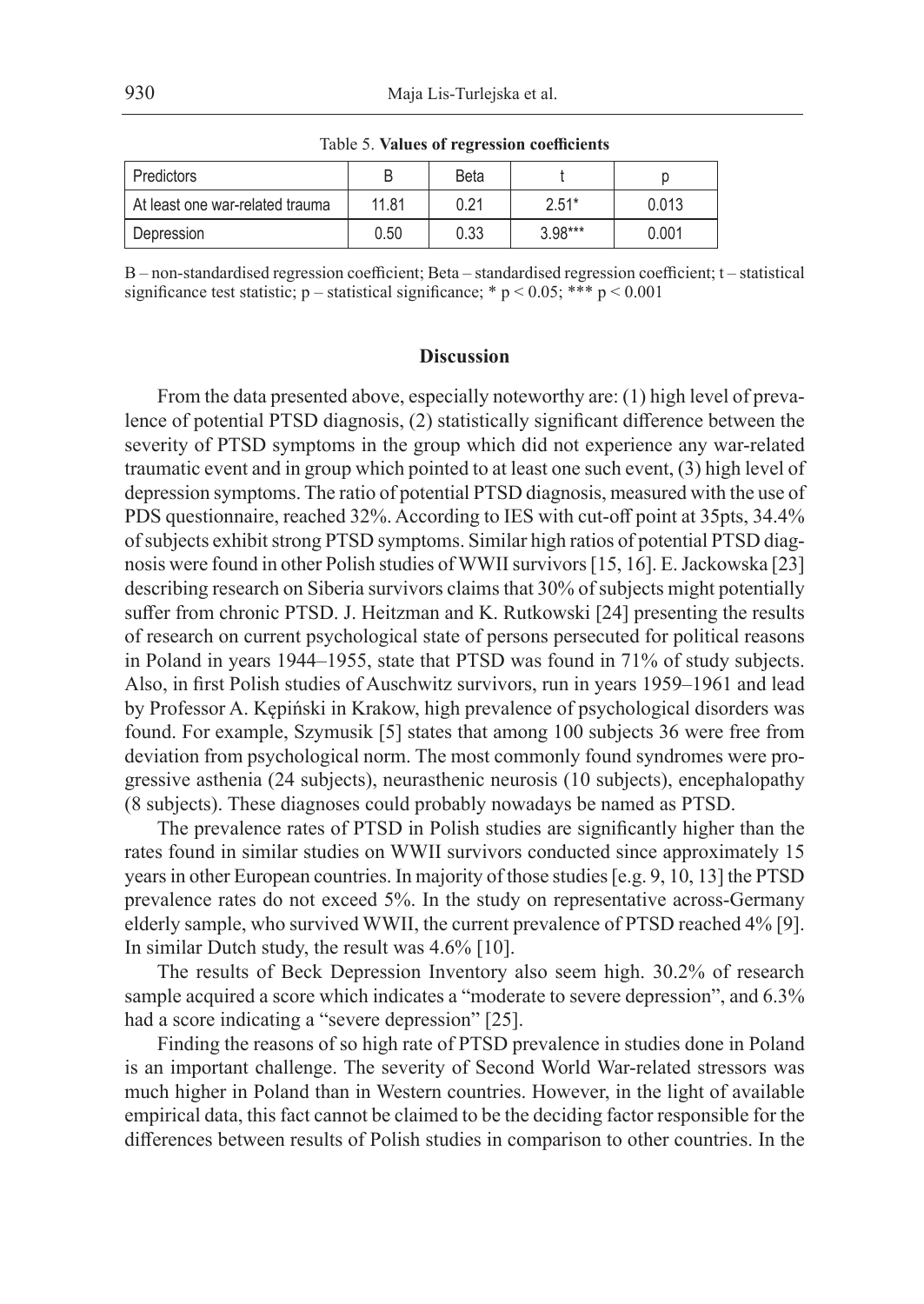Table 5. **Values of regression coefficients**

| Predictors | B | Beta | t | p |
|---|---|---|---|---|
| At least one war-related trauma | 11.81 | 0.21 | 2.51* | 0.013 |
| Depression | 0.50 | 0.33 | 3.98*** | 0.001 |

B – non-standardised regression coefficient; Beta – standardised regression coefficient; t – statistical significance test statistic; p – statistical significance; * $p < 0.05$; *** $p < 0.001$

## Discussion

From the data presented above, especially noteworthy are: (1) high level of prevalence of potential PTSD diagnosis, (2) statistically significant difference between the severity of PTSD symptoms in the group which did not experience any war-related traumatic event and in group which pointed to at least one such event, (3) high level of depression symptoms. The ratio of potential PTSD diagnosis, measured with the use of PDS questionnaire, reached 32%. According to IES with cut-off point at 35pts, 34.4% of subjects exhibit strong PTSD symptoms. Similar high ratios of potential PTSD diagnosis were found in other Polish studies of WWII survivors [15, 16]. E. Jackowska [23] describing research on Siberia survivors claims that 30% of subjects might potentially suffer from chronic PTSD. J. Heitzman and K. Rutkowski [24] presenting the results of research on current psychological state of persons persecuted for political reasons in Poland in years 1944–1955, state that PTSD was found in 71% of study subjects. Also, in first Polish studies of Auschwitz survivors, run in years 1959–1961 and lead by Professor A. Kępiński in Krakow, high prevalence of psychological disorders was found. For example, Szymusik [5] states that among 100 subjects 36 were free from deviation from psychological norm. The most commonly found syndromes were progressive asthenia (24 subjects), neurasthenic neurosis (10 subjects), encephalopathy (8 subjects). These diagnoses could probably nowadays be named as PTSD.

The prevalence rates of PTSD in Polish studies are significantly higher than the rates found in similar studies on WWII survivors conducted since approximately 15 years in other European countries. In majority of those studies [e.g. 9, 10, 13] the PTSD prevalence rates do not exceed 5%. In the study on representative across-Germany elderly sample, who survived WWII, the current prevalence of PTSD reached 4% [9]. In similar Dutch study, the result was 4.6% [10].

The results of Beck Depression Inventory also seem high. 30.2% of research sample acquired a score which indicates a "moderate to severe depression", and 6.3% had a score indicating a "severe depression" [25].

Finding the reasons of so high rate of PTSD prevalence in studies done in Poland is an important challenge. The severity of Second World War-related stressors was much higher in Poland than in Western countries. However, in the light of available empirical data, this fact cannot be claimed to be the deciding factor responsible for the differences between results of Polish studies in comparison to other countries. In the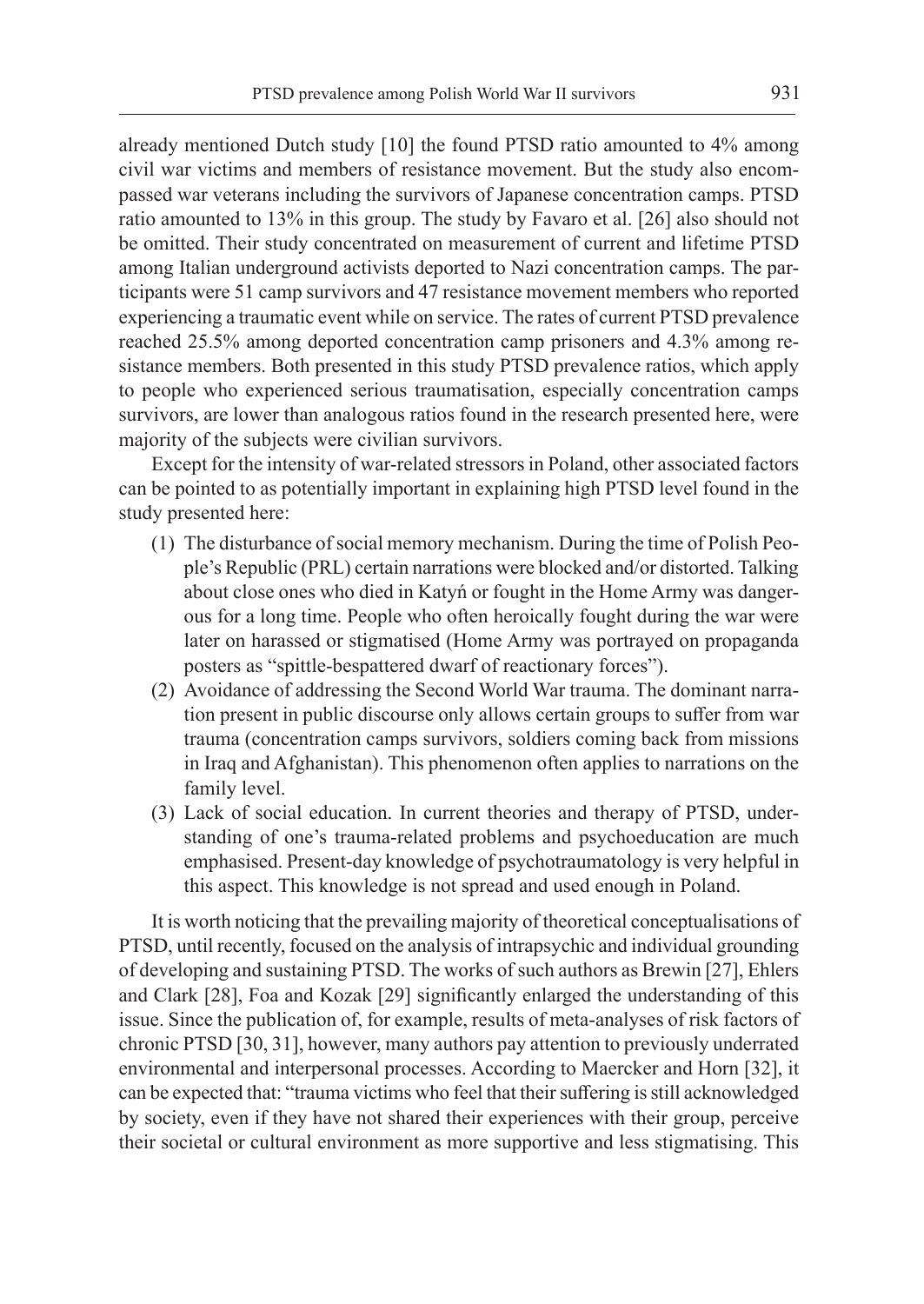already mentioned Dutch study [10] the found PTSD ratio amounted to 4% among civil war victims and members of resistance movement. But the study also encompassed war veterans including the survivors of Japanese concentration camps. PTSD ratio amounted to 13% in this group. The study by Favaro et al. [26] also should not be omitted. Their study concentrated on measurement of current and lifetime PTSD among Italian underground activists deported to Nazi concentration camps. The participants were 51 camp survivors and 47 resistance movement members who reported experiencing a traumatic event while on service. The rates of current PTSD prevalence reached 25.5% among deported concentration camp prisoners and 4.3% among resistance members. Both presented in this study PTSD prevalence ratios, which apply to people who experienced serious traumatisation, especially concentration camps survivors, are lower than analogous ratios found in the research presented here, were majority of the subjects were civilian survivors.

Except for the intensity of war-related stressors in Poland, other associated factors can be pointed to as potentially important in explaining high PTSD level found in the study presented here:

1. The disturbance of social memory mechanism. During the time of Polish People's Republic (PRL) certain narrations were blocked and/or distorted. Talking about close ones who died in Katyń or fought in the Home Army was dangerous for a long time. People who often heroically fought during the war were later on harassed or stigmatised (Home Army was portrayed on propaganda posters as "spittle-bespattered dwarf of reactionary forces").
2. Avoidance of addressing the Second World War trauma. The dominant narration present in public discourse only allows certain groups to suffer from war trauma (concentration camps survivors, soldiers coming back from missions in Iraq and Afghanistan). This phenomenon often applies to narrations on the family level.
3. Lack of social education. In current theories and therapy of PTSD, understanding of one's trauma-related problems and psychoeducation are much emphasised. Present-day knowledge of psychotraumatology is very helpful in this aspect. This knowledge is not spread and used enough in Poland.

It is worth noticing that the prevailing majority of theoretical conceptualisations of PTSD, until recently, focused on the analysis of intrapsychic and individual grounding of developing and sustaining PTSD. The works of such authors as Brewin [27], Ehlers and Clark [28], Foa and Kozak [29] significantly enlarged the understanding of this issue. Since the publication of, for example, results of meta-analyses of risk factors of chronic PTSD [30, 31], however, many authors pay attention to previously underrated environmental and interpersonal processes. According to Maercker and Horn [32], it can be expected that: "trauma victims who feel that their suffering is still acknowledged by society, even if they have not shared their experiences with their group, perceive their societal or cultural environment as more supportive and less stigmatising. This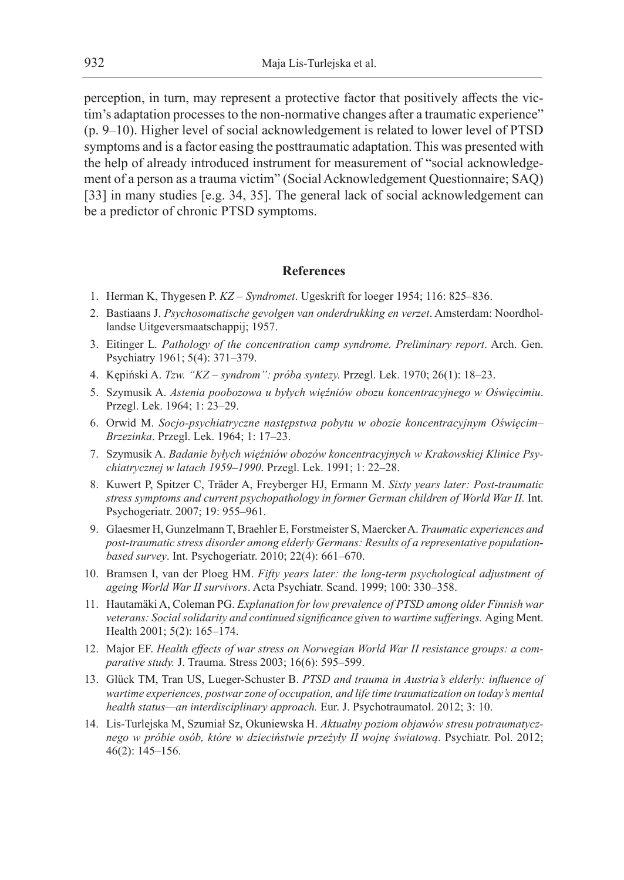perception, in turn, may represent a protective factor that positively affects the victim's adaptation processes to the non-normative changes after a traumatic experience" (p. 9–10). Higher level of social acknowledgement is related to lower level of PTSD symptoms and is a factor easing the posttraumatic adaptation. This was presented with the help of already introduced instrument for measurement of "social acknowledgement of a person as a trauma victim" (Social Acknowledgement Questionnaire; SAQ) [33] in many studies [e.g. 34, 35]. The general lack of social acknowledgement can be a predictor of chronic PTSD symptoms.

## References

1. Herman K, Thygesen P. *KZ – Syndromet*. Ugeskrift for loeger 1954; 116: 825–836.
2. Bastiaans J. *Psychosomatische gevolgen van onderdrukking en verzet*. Amsterdam: Noordhollandse Uitgeversmaatschappij; 1957.
3. Eitinger L. *Pathology of the concentration camp syndrome. Preliminary report*. Arch. Gen. Psychiatry 1961; 5(4): 371–379.
4. Kępiński A. *Tzw. "KZ – syndrom": próba syntezy.* Przegl. Lek. 1970; 26(1): 18–23.
5. Szymusik A. *Astenia poobozowa u byłych więźniów obozu koncentracyjnego w Oświęcimiu*. Przegl. Lek. 1964; 1: 23–29.
6. Orwid M. *Socjo-psychiatryczne następstwa pobytu w obozie koncentracyjnym Oświęcim–Brzezinka*. Przegl. Lek. 1964; 1: 17–23.
7. Szymusik A. *Badanie byłych więźniów obozów koncentracyjnych w Krakowskiej Klinice Psychiatrycznej w latach 1959–1990*. Przegl. Lek. 1991; 1: 22–28.
8. Kuwert P, Spitzer C, Träder A, Freyberger HJ, Ermann M. *Sixty years later: Post-traumatic stress symptoms and current psychopathology in former German children of World War II.* Int. Psychogeriatr. 2007; 19: 955–961.
9. Glaesmer H, Gunzelmann T, Braehler E, Forstmeister S, Maercker A. *Traumatic experiences and post-traumatic stress disorder among elderly Germans: Results of a representative population-based survey*. Int. Psychogeriatr. 2010; 22(4): 661–670.
10. Bramsen I, van der Ploeg HM. *Fifty years later: the long-term psychological adjustment of ageing World War II survivors*. Acta Psychiatr. Scand. 1999; 100: 330–358.
11. Hautamäki A, Coleman PG. *Explanation for low prevalence of PTSD among older Finnish war veterans: Social solidarity and continued significance given to wartime sufferings.* Aging Ment. Health 2001; 5(2): 165–174.
12. Major EF. *Health effects of war stress on Norwegian World War II resistance groups: a comparative study.* J. Trauma. Stress 2003; 16(6): 595–599.
13. Glück TM, Tran US, Lueger-Schuster B. *PTSD and trauma in Austria's elderly: influence of wartime experiences, postwar zone of occupation, and life time traumatization on today's mental health status—an interdisciplinary approach.* Eur. J. Psychotraumatol. 2012; 3: 10.
14. Lis-Turlejska M, Szumiał Sz, Okuniewska H. *Aktualny poziom objawów stresu potraumatycznego w próbie osób, które w dzieciństwie przeżyły II wojnę światową*. Psychiatr. Pol. 2012; 46(2): 145–156.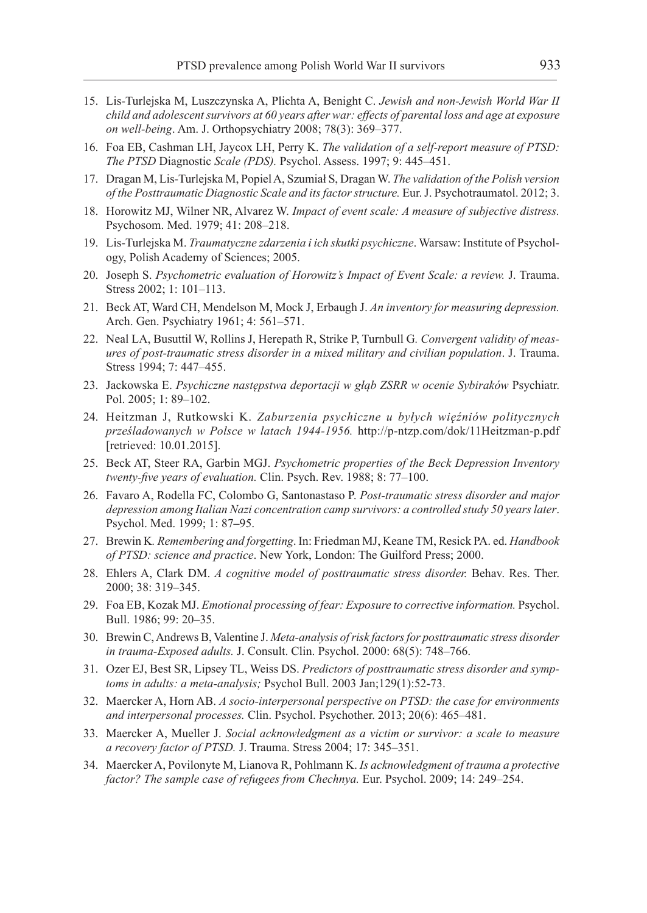15. Lis-Turlejska M, Luszczynska A, Plichta A, Benight C. *Jewish and non-Jewish World War II child and adolescent survivors at 60 years after war: effects of parental loss and age at exposure on well-being*. Am. J. Orthopsychiatry 2008; 78(3): 369–377.
16. Foa EB, Cashman LH, Jaycox LH, Perry K. *The validation of a self-report measure of PTSD: The PTSD* Diagnostic *Scale (PDS).* Psychol. Assess. 1997; 9: 445–451.
17. Dragan M, Lis-Turlejska M, Popiel A, Szumiał S, Dragan W. *The validation of the Polish version of the Posttraumatic Diagnostic Scale and its factor structure.* Eur. J. Psychotraumatol. 2012; 3.
18. Horowitz MJ, Wilner NR, Alvarez W. *Impact of event scale: A measure of subjective distress.* Psychosom. Med. 1979; 41: 208–218.
19. Lis-Turlejska M. *Traumatyczne zdarzenia i ich skutki psychiczne*. Warsaw: Institute of Psychology, Polish Academy of Sciences; 2005.
20. Joseph S. *Psychometric evaluation of Horowitz's Impact of Event Scale: a review.* J. Trauma. Stress 2002; 1: 101–113.
21. Beck AT, Ward CH, Mendelson M, Mock J, Erbaugh J. *An inventory for measuring depression.* Arch. Gen. Psychiatry 1961; 4: 561–571.
22. Neal LA, Busuttil W, Rollins J, Herepath R, Strike P, Turnbull G. *Convergent validity of measures of post-traumatic stress disorder in a mixed military and civilian population*. J. Trauma. Stress 1994; 7: 447–455.
23. Jackowska E. *Psychiczne następstwa deportacji w głąb ZSRR w ocenie Sybiraków* Psychiatr. Pol. 2005; 1: 89–102.
24. Heitzman J, Rutkowski K. *Zaburzenia psychiczne u byłych więźniów politycznych prześladowanych w Polsce w latach 1944-1956.* http://p-ntzp.com/dok/11Heitzman-p.pdf [retrieved: 10.01.2015].
25. Beck AT, Steer RA, Garbin MGJ. *Psychometric properties of the Beck Depression Inventory twenty-five years of evaluation.* Clin. Psych. Rev. 1988; 8: 77–100.
26. Favaro A, Rodella FC, Colombo G, Santonastaso P. *Post-traumatic stress disorder and major depression among Italian Nazi concentration camp survivors: a controlled study 50 years later*. Psychol. Med. 1999; 1: 87–95.
27. Brewin K. *Remembering and forgetting*. In: Friedman MJ, Keane TM, Resick PA. ed. *Handbook of PTSD: science and practice*. New York, London: The Guilford Press; 2000.
28. Ehlers A, Clark DM. *A cognitive model of posttraumatic stress disorder.* Behav. Res. Ther. 2000; 38: 319–345.
29. Foa EB, Kozak MJ. *Emotional processing of fear: Exposure to corrective information.* Psychol. Bull. 1986; 99: 20–35.
30. Brewin C, Andrews B, Valentine J. *Meta-analysis of risk factors for posttraumatic stress disorder in trauma-Exposed adults.* J. Consult. Clin. Psychol. 2000: 68(5): 748–766.
31. Ozer EJ, Best SR, Lipsey TL, Weiss DS. *Predictors of posttraumatic stress disorder and symptoms in adults: a meta-analysis;* Psychol Bull. 2003 Jan;129(1):52-73.
32. Maercker A, Horn AB. *A socio-interpersonal perspective on PTSD: the case for environments and interpersonal processes.* Clin. Psychol. Psychother. 2013; 20(6): 465–481.
33. Maercker A, Mueller J. *Social acknowledgment as a victim or survivor: a scale to measure a recovery factor of PTSD.* J. Trauma. Stress 2004; 17: 345–351.
34. Maercker A, Povilonyte M, Lianova R, Pohlmann K. *Is acknowledgment of trauma a protective factor? The sample case of refugees from Chechnya.* Eur. Psychol. 2009; 14: 249–254.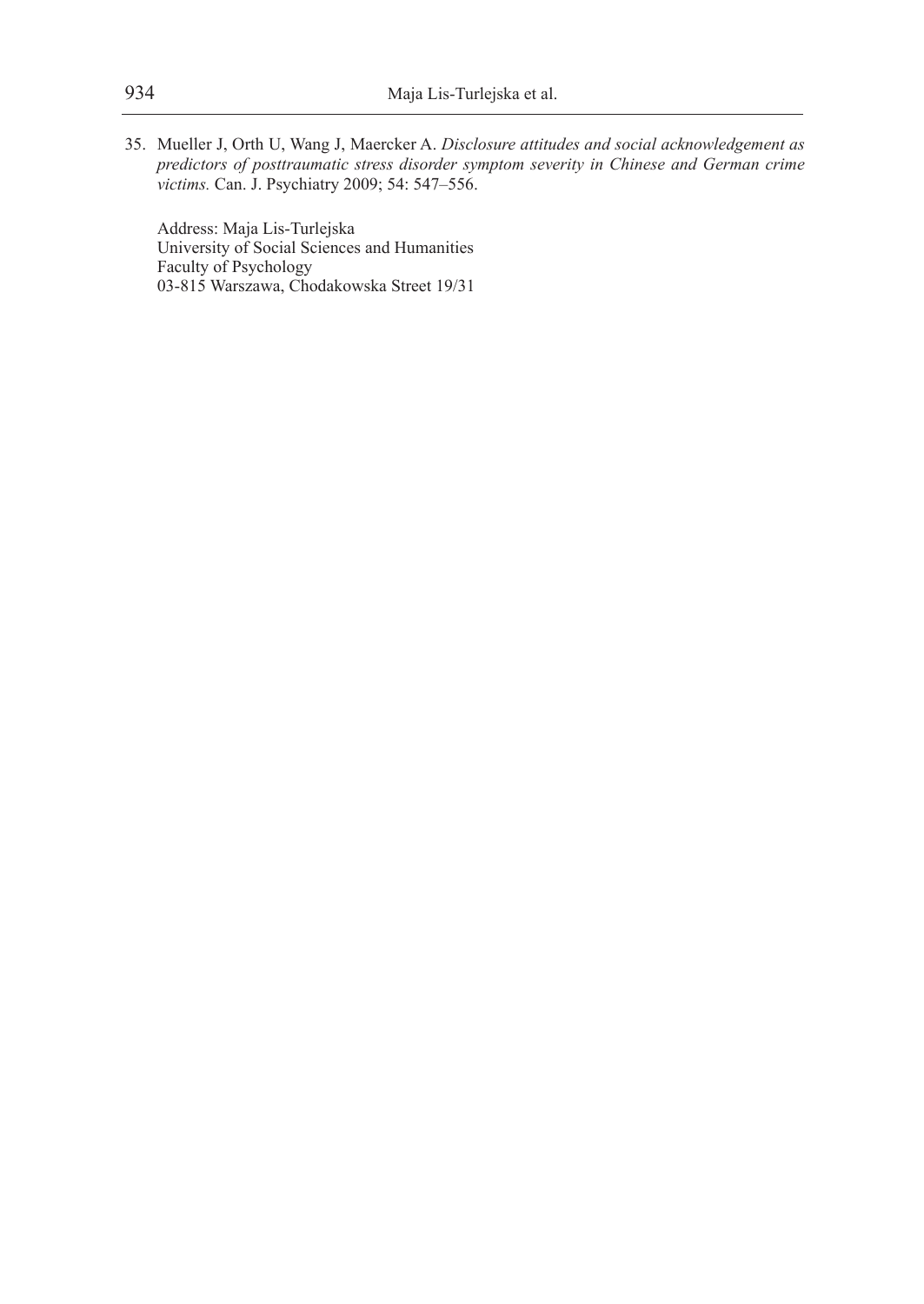35. Mueller J, Orth U, Wang J, Maercker A. *Disclosure attitudes and social acknowledgement as predictors of posttraumatic stress disorder symptom severity in Chinese and German crime victims.* Can. J. Psychiatry 2009; 54: 547–556.

Address: Maja Lis-Turlejska
University of Social Sciences and Humanities
Faculty of Psychology
03-815 Warszawa, Chodakowska Street 19/31